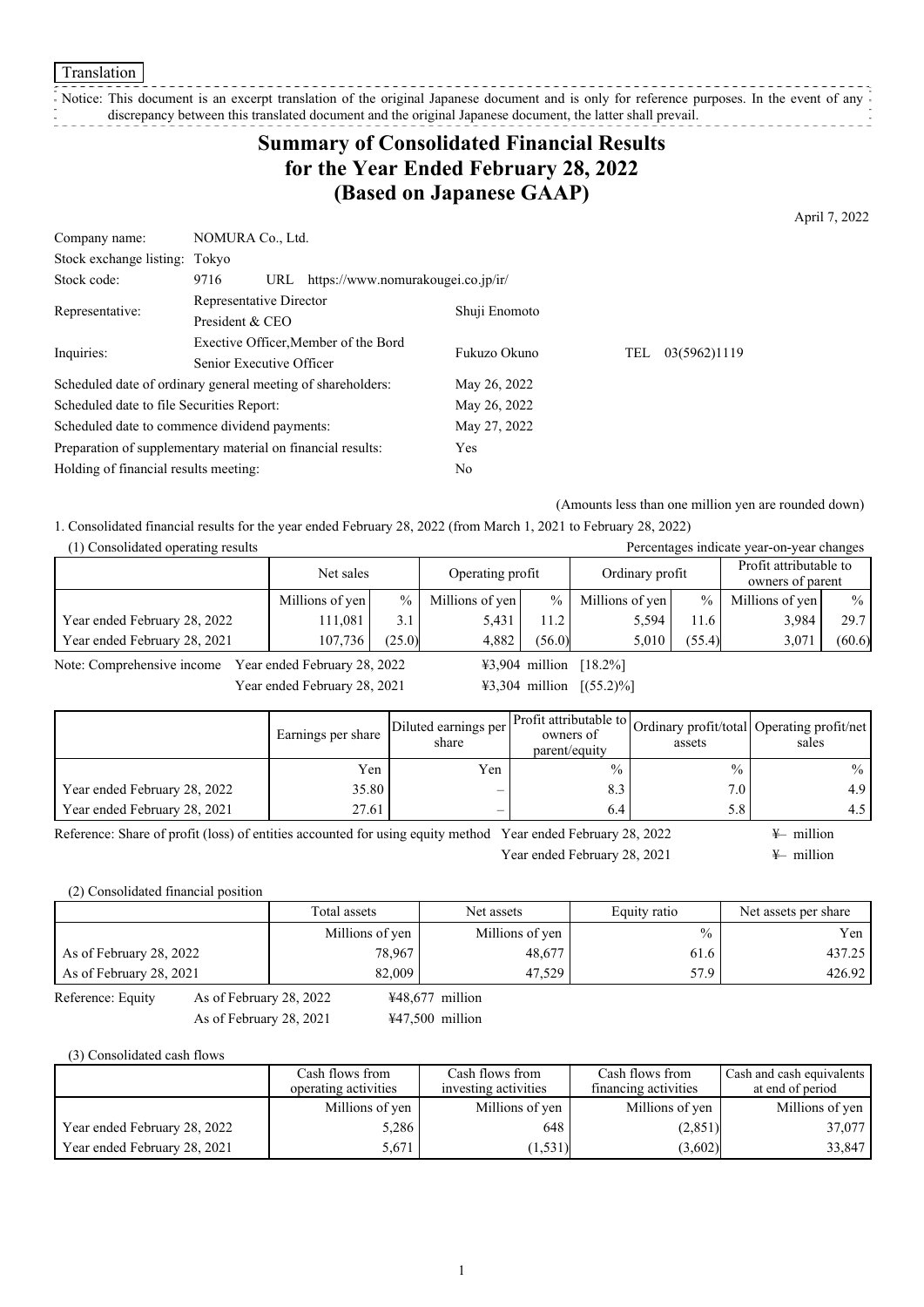Translation

Notice: This document is an excerpt translation of the original Japanese document and is only for reference purposes. In the event of any discrepancy between this translated document and the original Japanese document, the latter shall prevail.

# Summary of Consolidated Financial Results for the Year Ended February 28, 2022 (Based on Japanese GAAP)

April 7, 2022

| | | | |
|---|---|---|---|
| Company name: | NOMURA Co., Ltd. | | |
| Stock exchange listing: | Tokyo | | |
| Stock code: | 9716 URL https://www.nomurakougei.co.jp/ir/ | | |
| Representative: | Representative Director President & CEO | Shuji Enomoto | |
| Inquiries: | Exective Officer,Member of the Bord Senior Executive Officer | Fukuzo Okuno | TEL 03(5962)1119 |

| | |
|---|---|
| Scheduled date of ordinary general meeting of shareholders: | May 26, 2022 |
| Scheduled date to file Securities Report: | May 26, 2022 |
| Scheduled date to commence dividend payments: | May 27, 2022 |
| Preparation of supplementary material on financial results: | Yes |
| Holding of financial results meeting: | No |

(Amounts less than one million yen are rounded down)

1. Consolidated financial results for the year ended February 28, 2022 (from March 1, 2021 to February 28, 2022)

(1) Consolidated operating results

Percentages indicate year-on-year changes

| | Net sales | | Operating profit | | Ordinary profit | | Profit attributable to owners of parent | |
|---|---|---|---|---|---|---|---|---|
| | Millions of yen | % | Millions of yen | % | Millions of yen | % | Millions of yen | % |
| Year ended February 28, 2022 | 111,081 | 3.1 | 5,431 | 11.2 | 5,594 | 11.6 | 3,984 | 29.7 |
| Year ended February 28, 2021 | 107,736 | (25.0) | 4,882 | (56.0) | 5,010 | (55.4) | 3,071 | (60.6) |

Note: Comprehensive income Year ended February 28, 2022 ¥3,904 million [18.2%]
Year ended February 28, 2021 ¥3,304 million [(55.2)%]

| | Earnings per share | Diluted earnings per share | Profit attributable to owners of parent/equity | Ordinary profit/total assets | Operating profit/net sales |
|---|---|---|---|---|---|
| | Yen | Yen | % | % | % |
| Year ended February 28, 2022 | 35.80 | – | 8.3 | 7.0 | 4.9 |
| Year ended February 28, 2021 | 27.61 | – | 6.4 | 5.8 | 4.5 |

Reference: Share of profit (loss) of entities accounted for using equity method Year ended February 28, 2022 ¥– million
Year ended February 28, 2021 ¥– million

(2) Consolidated financial position

| | Total assets | Net assets | Equity ratio | Net assets per share |
|---|---|---|---|---|
| | Millions of yen | Millions of yen | % | Yen |
| As of February 28, 2022 | 78,967 | 48,677 | 61.6 | 437.25 |
| As of February 28, 2021 | 82,009 | 47,529 | 57.9 | 426.92 |

Reference: Equity As of February 28, 2022 ¥48,677 million
As of February 28, 2021 ¥47,500 million

(3) Consolidated cash flows

| | Cash flows from operating activities | Cash flows from investing activities | Cash flows from financing activities | Cash and cash equivalents at end of period |
|---|---|---|---|---|
| | Millions of yen | Millions of yen | Millions of yen | Millions of yen |
| Year ended February 28, 2022 | 5,286 | 648 | (2,851) | 37,077 |
| Year ended February 28, 2021 | 5,671 | (1,531) | (3,602) | 33,847 |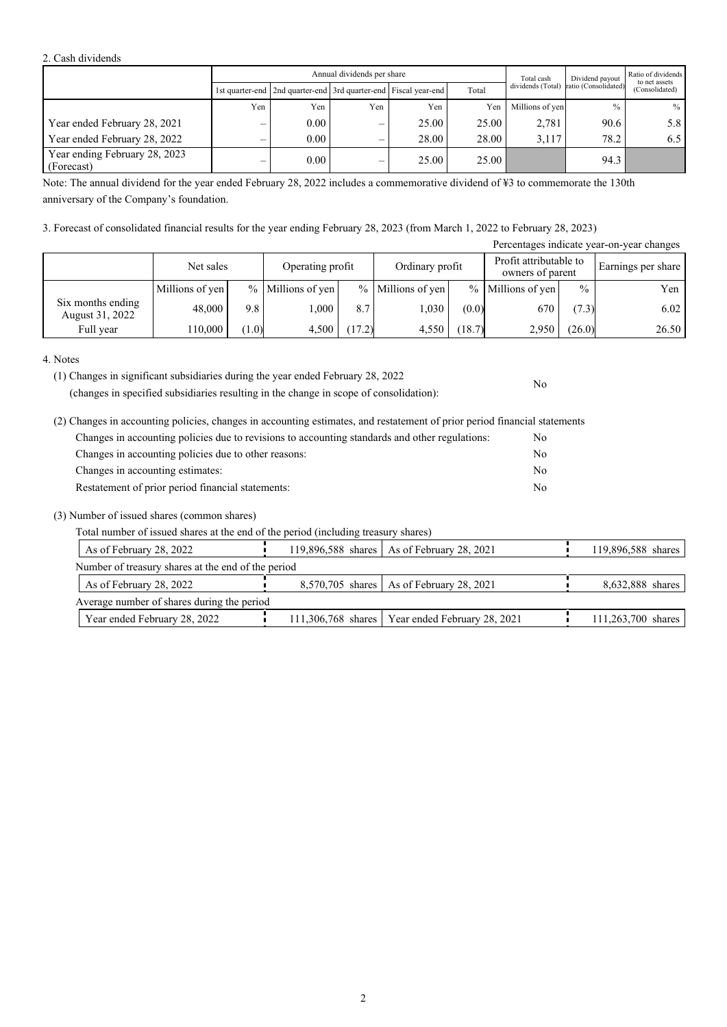2. Cash dividends

| | Annual dividends per share | | | | | Total cash dividends (Total) | Dividend payout ratio (Consolidated) | Ratio of dividends to net assets (Consolidated) |
|---|---|---|---|---|---|---|---|---|
| | 1st quarter-end | 2nd quarter-end | 3rd quarter-end | Fiscal year-end | Total | | | |
| | Yen | Yen | Yen | Yen | Yen | Millions of yen | % | % |
| Year ended February 28, 2021 | – | 0.00 | – | 25.00 | 25.00 | 2,781 | 90.6 | 5.8 |
| Year ended February 28, 2022 | – | 0.00 | – | 28.00 | 28.00 | 3,117 | 78.2 | 6.5 |
| Year ending February 28, 2023 (Forecast) | – | 0.00 | – | 25.00 | 25.00 | | 94.3 | |

Note: The annual dividend for the year ended February 28, 2022 includes a commemorative dividend of ¥3 to commemorate the 130th anniversary of the Company's foundation.

3. Forecast of consolidated financial results for the year ending February 28, 2023 (from March 1, 2022 to February 28, 2023)

Percentages indicate year-on-year changes

| | Net sales | | Operating profit | | Ordinary profit | | Profit attributable to owners of parent | | Earnings per share |
|---|---|---|---|---|---|---|---|---|---|
| | Millions of yen | % | Millions of yen | % | Millions of yen | % | Millions of yen | % | Yen |
| Six months ending August 31, 2022 | 48,000 | 9.8 | 1,000 | 8.7 | 1,030 | (0.0) | 670 | (7.3) | 6.02 |
| Full year | 110,000 | (1.0) | 4,500 | (17.2) | 4,550 | (18.7) | 2,950 | (26.0) | 26.50 |

4. Notes

(1) Changes in significant subsidiaries during the year ended February 28, 2022
(changes in specified subsidiaries resulting in the change in scope of consolidation): No

(2) Changes in accounting policies, changes in accounting estimates, and restatement of prior period financial statements

- Changes in accounting policies due to revisions to accounting standards and other regulations: No
- Changes in accounting policies due to other reasons: No
- Changes in accounting estimates: No
- Restatement of prior period financial statements: No

(3) Number of issued shares (common shares)

Total number of issued shares at the end of the period (including treasury shares)

| As of February 28, 2022 | 119,896,588 shares | As of February 28, 2021 | 119,896,588 shares |
|---|---|---|---|

Number of treasury shares at the end of the period

| As of February 28, 2022 | 8,570,705 shares | As of February 28, 2021 | 8,632,888 shares |
|---|---|---|---|

Average number of shares during the period

| Year ended February 28, 2022 | 111,306,768 shares | Year ended February 28, 2021 | 111,263,700 shares |
|---|---|---|---|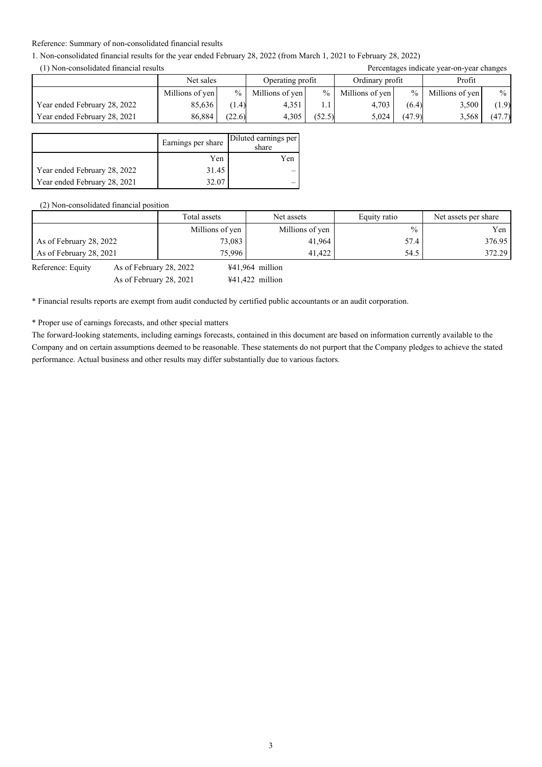Reference: Summary of non-consolidated financial results

1. Non-consolidated financial results for the year ended February 28, 2022 (from March 1, 2021 to February 28, 2022)

(1) Non-consolidated financial results

Percentages indicate year-on-year changes

| | Net sales | | Operating profit | | Ordinary profit | | Profit | |
|---|---|---|---|---|---|---|---|---|
| | Millions of yen | % | Millions of yen | % | Millions of yen | % | Millions of yen | % |
| Year ended February 28, 2022 | 85,636 | (1.4) | 4,351 | 1.1 | 4,703 | (6.4) | 3,500 | (1.9) |
| Year ended February 28, 2021 | 86,884 | (22.6) | 4,305 | (52.5) | 5,024 | (47.9) | 3,568 | (47.7) |

| | Earnings per share | Diluted earnings per share |
|---|---|---|
| | Yen | Yen |
| Year ended February 28, 2022 | 31.45 | – |
| Year ended February 28, 2021 | 32.07 | – |

(2) Non-consolidated financial position

| | Total assets | Net assets | Equity ratio | Net assets per share |
|---|---|---|---|---|
| | Millions of yen | Millions of yen | % | Yen |
| As of February 28, 2022 | 73,083 | 41,964 | 57.4 | 376.95 |
| As of February 28, 2021 | 75,996 | 41,422 | 54.5 | 372.29 |

Reference: Equity As of February 28, 2022 ¥41,964 million

As of February 28, 2021 ¥41,422 million

* Financial results reports are exempt from audit conducted by certified public accountants or an audit corporation.

* Proper use of earnings forecasts, and other special matters

The forward-looking statements, including earnings forecasts, contained in this document are based on information currently available to the Company and on certain assumptions deemed to be reasonable. These statements do not purport that the Company pledges to achieve the stated performance. Actual business and other results may differ substantially due to various factors.